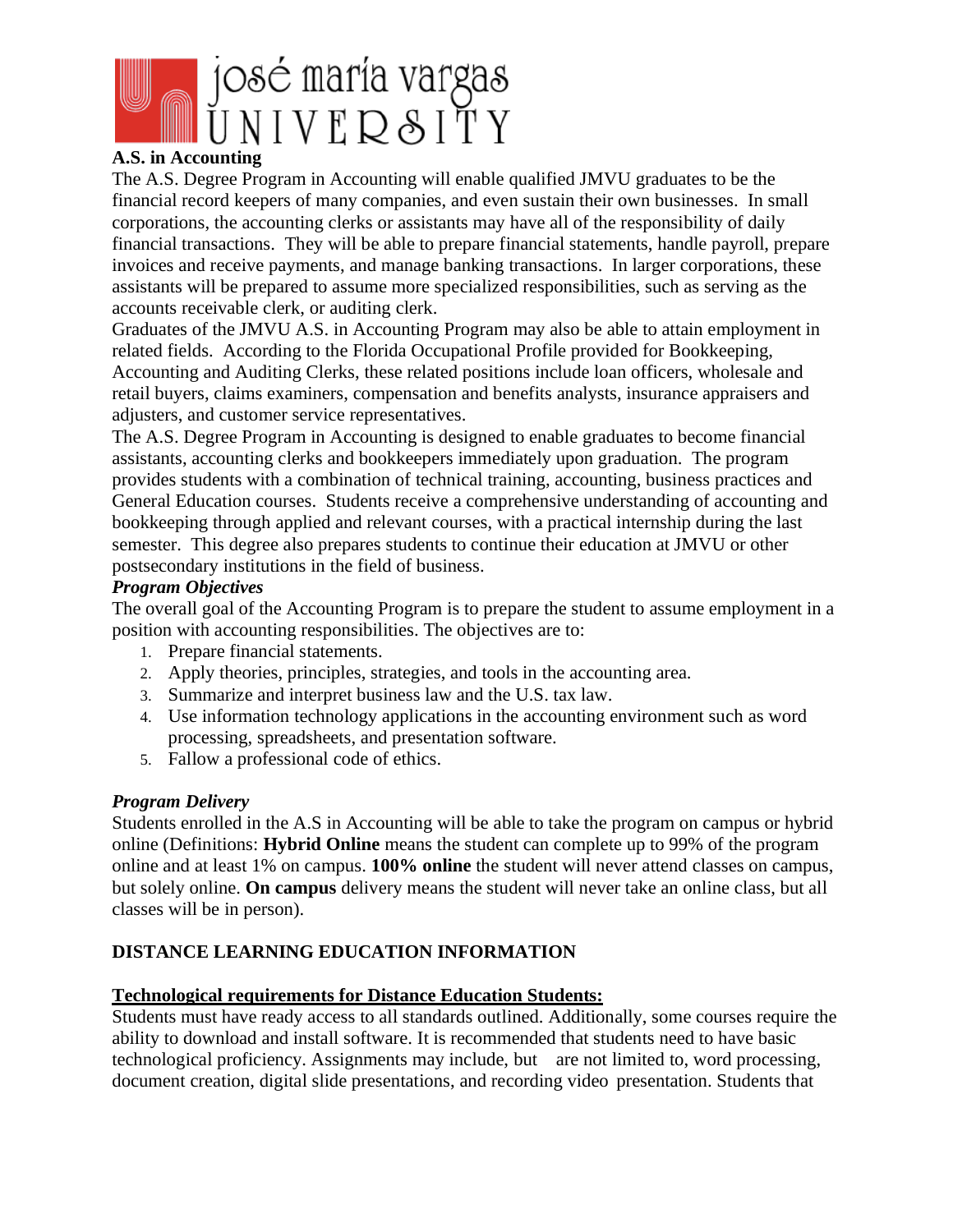## A.S. in Accounting

The A.S. Degree Program in Accounting will enable qualified JMVU graduates to be the financial record keepers of many companies, and even sustain their own businesses. In small corporations, the accounting clerks or assistants may have all of the responsibility of daily financial transactions. They will be able to prepare financial statements, handle payroll, prepare invoices and receive payments, and manage banking transactions. In larger corporations, these assistants will be prepared to assume more specialized responsibilities, such as serving as the accounts receivable clerk, or auditing clerk.

Graduates of the JMVU A.S. in Accounting Program may also be able to attain employment in related fields. According to the Florida Occupational Profile provided for Bookkeeping, Accounting and Auditing Clerks, these related positions include loan officers, wholesale and retail buyers, claims examiners, compensation and benefits analysts, insurance appraisers and adjusters, and customer service representatives.

The A.S. Degree Program in Accounting is designed to enable graduates to become financial assistants, accounting clerks and bookkeepers immediately upon graduation. The program provides students with a combination of technical training, accounting, business practices and General Education courses. Students receive a comprehensive understanding of accounting and bookkeeping through applied and relevant courses, with a practical internship during the last semester. This degree also prepares students to continue their education at JMVU or other postsecondary institutions in the field of business.

### *Program Objectives*

The overall goal of the Accounting Program is to prepare the student to assume employment in a position with accounting responsibilities. The objectives are to:

1. Prepare financial statements.
2. Apply theories, principles, strategies, and tools in the accounting area.
3. Summarize and interpret business law and the U.S. tax law.
4. Use information technology applications in the accounting environment such as word processing, spreadsheets, and presentation software.
5. Fallow a professional code of ethics.

### *Program Delivery*

Students enrolled in the A.S in Accounting will be able to take the program on campus or hybrid online (Definitions: **Hybrid Online** means the student can complete up to 99% of the program online and at least 1% on campus. **100% online** the student will never attend classes on campus, but solely online. **On campus** delivery means the student will never take an online class, but all classes will be in person).

## DISTANCE LEARNING EDUCATION INFORMATION

**Technological requirements for Distance Education Students:**

Students must have ready access to all standards outlined. Additionally, some courses require the ability to download and install software. It is recommended that students need to have basic technological proficiency. Assignments may include, but are not limited to, word processing, document creation, digital slide presentations, and recording video presentation. Students that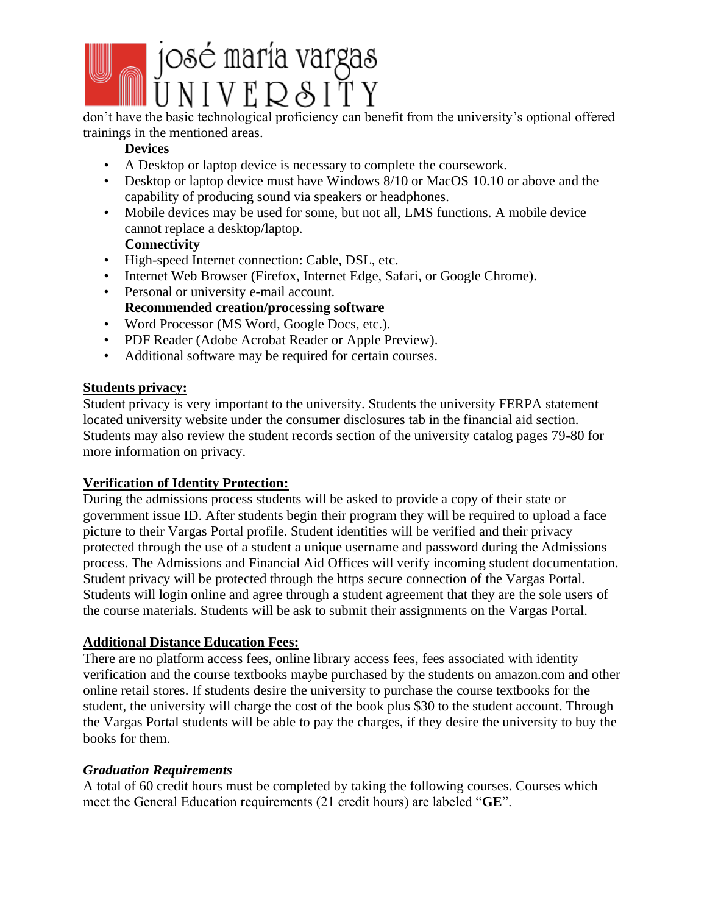don't have the basic technological proficiency can benefit from the university's optional offered trainings in the mentioned areas.

**Devices**

- A Desktop or laptop device is necessary to complete the coursework.
- Desktop or laptop device must have Windows 8/10 or MacOS 10.10 or above and the capability of producing sound via speakers or headphones.
- Mobile devices may be used for some, but not all, LMS functions. A mobile device cannot replace a desktop/laptop.

**Connectivity**

- High-speed Internet connection: Cable, DSL, etc.
- Internet Web Browser (Firefox, Internet Edge, Safari, or Google Chrome).
- Personal or university e-mail account.

**Recommended creation/processing software**

- Word Processor (MS Word, Google Docs, etc.).
- PDF Reader (Adobe Acrobat Reader or Apple Preview).
- Additional software may be required for certain courses.

## Students privacy:

Student privacy is very important to the university. Students the university FERPA statement located university website under the consumer disclosures tab in the financial aid section. Students may also review the student records section of the university catalog pages 79-80 for more information on privacy.

## Verification of Identity Protection:

During the admissions process students will be asked to provide a copy of their state or government issue ID. After students begin their program they will be required to upload a face picture to their Vargas Portal profile. Student identities will be verified and their privacy protected through the use of a student a unique username and password during the Admissions process. The Admissions and Financial Aid Offices will verify incoming student documentation. Student privacy will be protected through the https secure connection of the Vargas Portal. Students will login online and agree through a student agreement that they are the sole users of the course materials. Students will be ask to submit their assignments on the Vargas Portal.

## Additional Distance Education Fees:

There are no platform access fees, online library access fees, fees associated with identity verification and the course textbooks maybe purchased by the students on amazon.com and other online retail stores. If students desire the university to purchase the course textbooks for the student, the university will charge the cost of the book plus $30 to the student account. Through the Vargas Portal students will be able to pay the charges, if they desire the university to buy the books for them.

### *Graduation Requirements*

A total of 60 credit hours must be completed by taking the following courses. Courses which meet the General Education requirements (21 credit hours) are labeled "**GE**".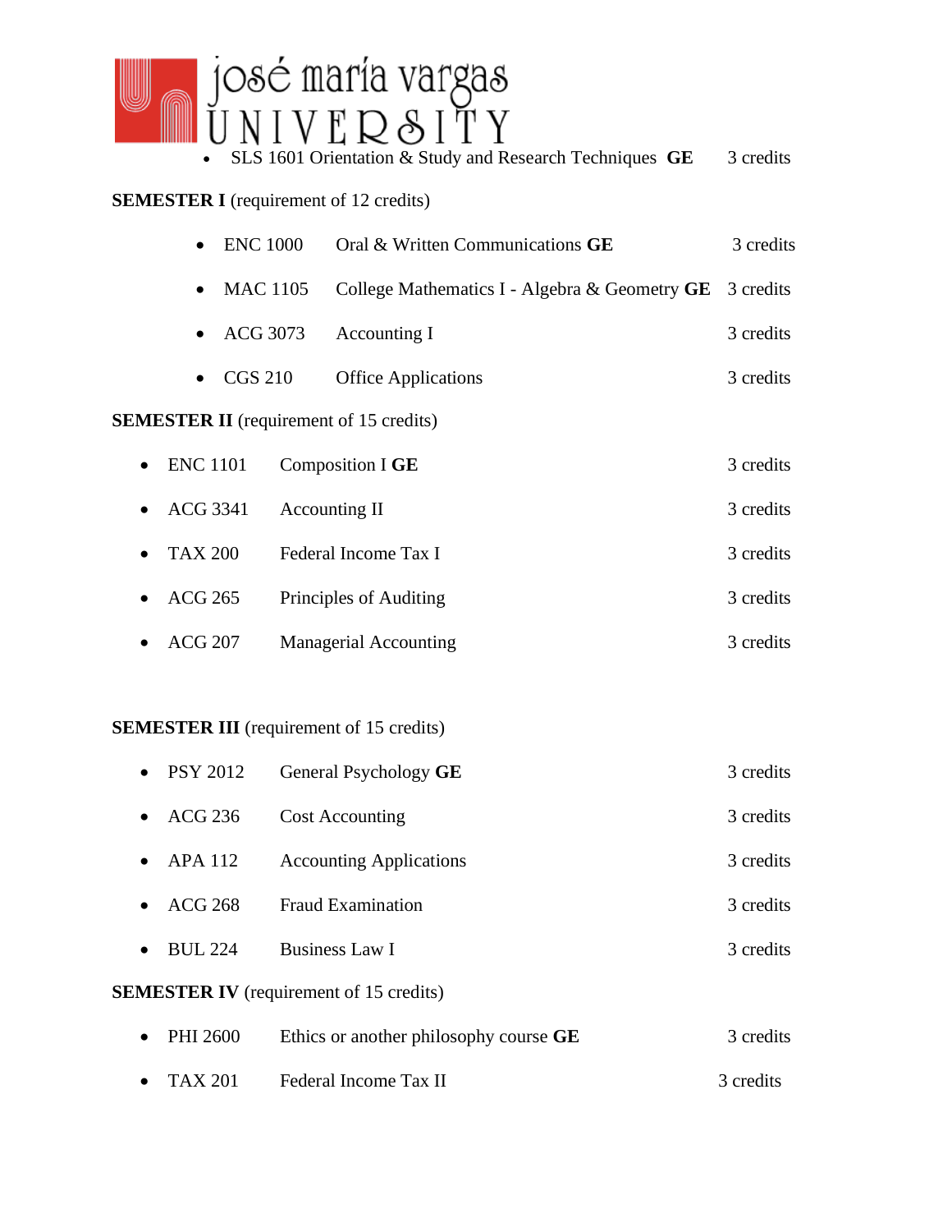- SLS 1601 Orientation & Study and Research Techniques **GE** 3 credits

**SEMESTER I** (requirement of 12 credits)

- ENC 1000 Oral & Written Communications **GE** 3 credits
- MAC 1105 College Mathematics I - Algebra & Geometry **GE** 3 credits
- ACG 3073 Accounting I 3 credits
- CGS 210 Office Applications 3 credits

**SEMESTER II** (requirement of 15 credits)

- ENC 1101 Composition I **GE** 3 credits
- ACG 3341 Accounting II 3 credits
- TAX 200 Federal Income Tax I 3 credits
- ACG 265 Principles of Auditing 3 credits
- ACG 207 Managerial Accounting 3 credits

**SEMESTER III** (requirement of 15 credits)

- PSY 2012 General Psychology **GE** 3 credits
- ACG 236 Cost Accounting 3 credits
- APA 112 Accounting Applications 3 credits
- ACG 268 Fraud Examination 3 credits
- BUL 224 Business Law I 3 credits

**SEMESTER IV** (requirement of 15 credits)

- PHI 2600 Ethics or another philosophy course **GE** 3 credits
- TAX 201 Federal Income Tax II 3 credits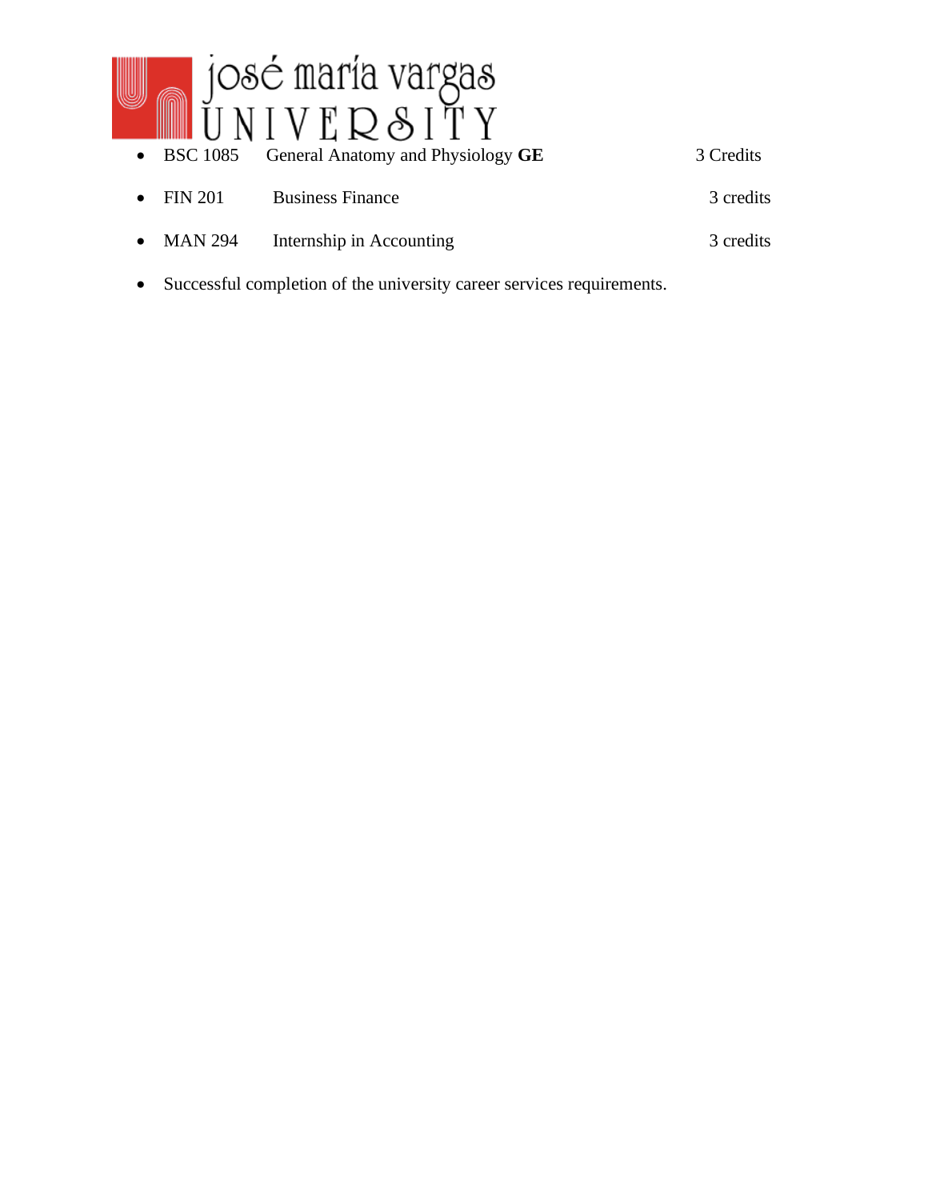- BSC 1085 General Anatomy and Physiology **GE** 3 Credits
- FIN 201 Business Finance 3 credits
- MAN 294 Internship in Accounting 3 credits
- Successful completion of the university career services requirements.